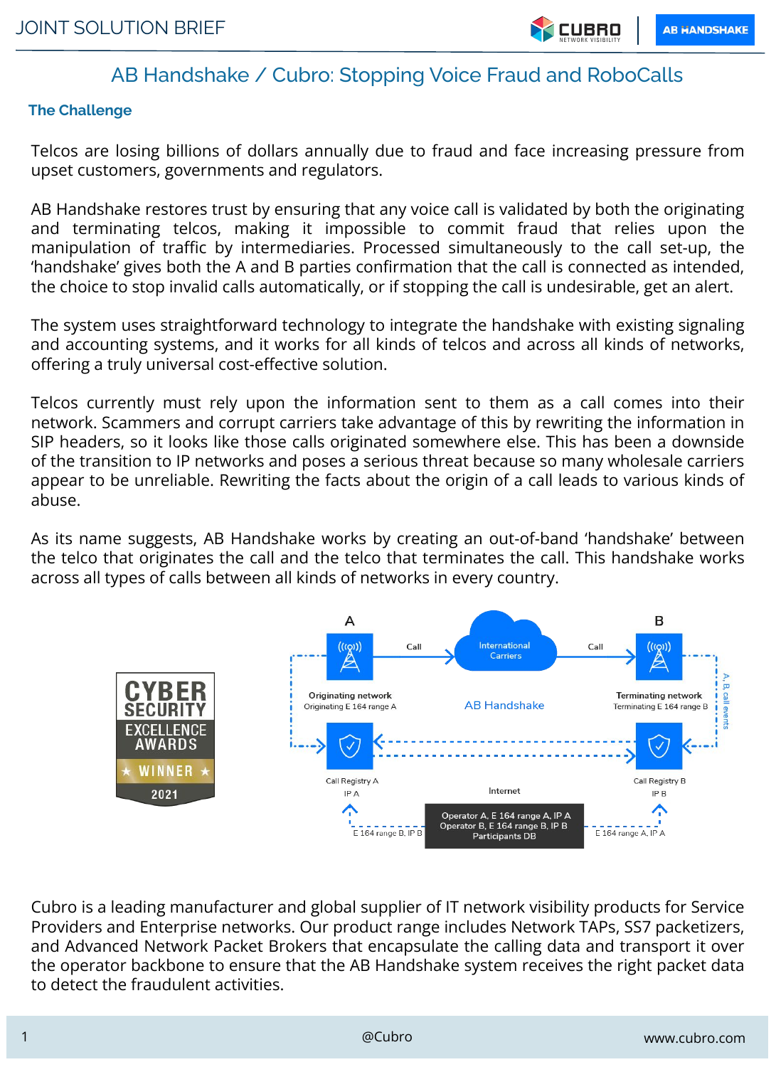JOINT SOLUTION BRIEF

# AB Handshake / Cubro: Stopping Voice Fraud and RoboCalls

## The Challenge

Telcos are losing billions of dollars annually due to fraud and face increasing pressure from upset customers, governments and regulators.

AB Handshake restores trust by ensuring that any voice call is validated by both the originating and terminating telcos, making it impossible to commit fraud that relies upon the manipulation of traffic by intermediaries. Processed simultaneously to the call set-up, the 'handshake' gives both the A and B parties confirmation that the call is connected as intended, the choice to stop invalid calls automatically, or if stopping the call is undesirable, get an alert.

The system uses straightforward technology to integrate the handshake with existing signaling and accounting systems, and it works for all kinds of telcos and across all kinds of networks, offering a truly universal cost-effective solution.

Telcos currently must rely upon the information sent to them as a call comes into their network. Scammers and corrupt carriers take advantage of this by rewriting the information in SIP headers, so it looks like those calls originated somewhere else. This has been a downside of the transition to IP networks and poses a serious threat because so many wholesale carriers appear to be unreliable. Rewriting the facts about the origin of a call leads to various kinds of abuse.

As its name suggests, AB Handshake works by creating an out-of-band 'handshake' between the telco that originates the call and the telco that terminates the call. This handshake works across all types of calls between all kinds of networks in every country.

CYBER SECURITY EXCELLENCE AWARDS
WINNER
2021

A
B
Call
International Carriers
Call
Originating network
Originating E 164 range A
AB Handshake
Terminating network
Terminating E 164 range B
A, B, call events
Call Registry A
IP A
Internet
Call Registry B
IP B
Operator A, E 164 range A, IP A
Operator B, E 164 range B, IP B
Participants DB
E 164 range B, IP B
E 164 range A, IP A

Cubro is a leading manufacturer and global supplier of IT network visibility products for Service Providers and Enterprise networks. Our product range includes Network TAPs, SS7 packetizers, and Advanced Network Packet Brokers that encapsulate the calling data and transport it over the operator backbone to ensure that the AB Handshake system receives the right packet data to detect the fraudulent activities.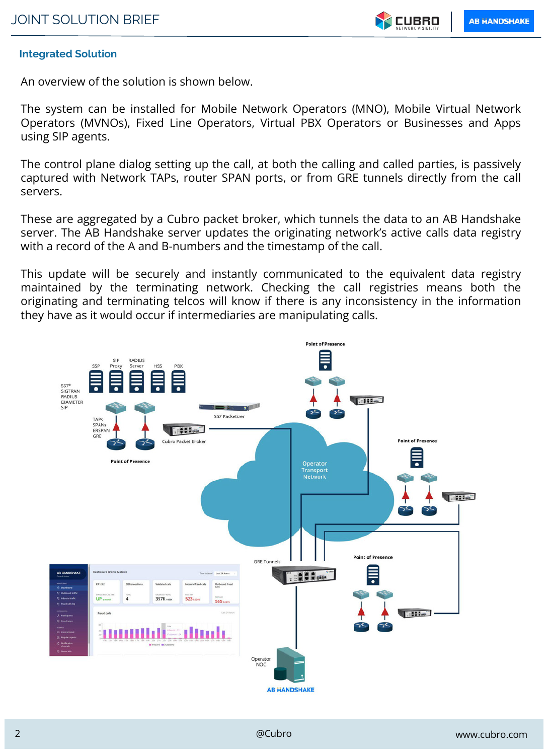## Integrated Solution

An overview of the solution is shown below.

The system can be installed for Mobile Network Operators (MNO), Mobile Virtual Network Operators (MVNOs), Fixed Line Operators, Virtual PBX Operators or Businesses and Apps using SIP agents.

The control plane dialog setting up the call, at both the calling and called parties, is passively captured with Network TAPs, router SPAN ports, or from GRE tunnels directly from the call servers.

These are aggregated by a Cubro packet broker, which tunnels the data to an AB Handshake server. The AB Handshake server updates the originating network's active calls data registry with a record of the A and B-numbers and the timestamp of the call.

This update will be securely and instantly communicated to the equivalent data registry maintained by the terminating network. Checking the call registries means both the originating and terminating telcos will know if there is any inconsistency in the information they have as it would occur if intermediaries are manipulating calls.

SSP
SIP Proxy
RADIUS Server
HSS
PBX
SS7* SIGTRAN RADIUS DIAMETER SIP
TAPs SPANs ERSPAN GRE
SS7 Packetizer
Cubro Packet Broker
Point of Presence
Point of Presence
Point of Presence
Point of Presence
Operator Transport Network
GRE Tunnels
Operator NOC
AB HANDSHAKE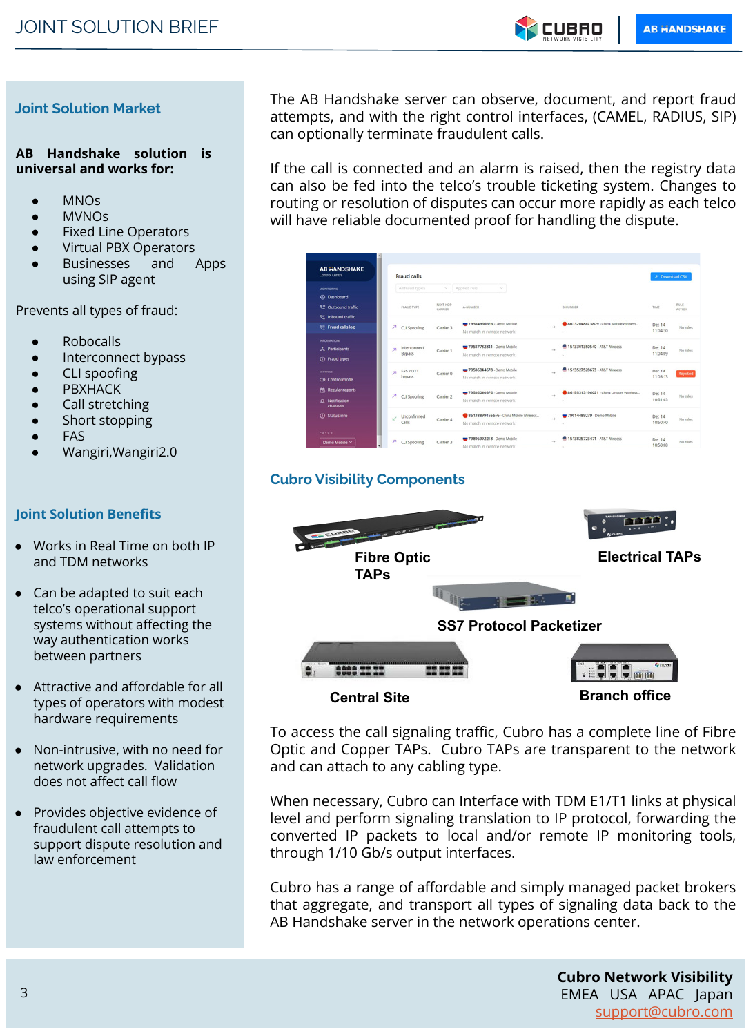## Joint Solution Market

**AB Handshake solution is universal and works for:**

- MNOs
- MVNOs
- Fixed Line Operators
- Virtual PBX Operators
- Businesses and Apps using SIP agent

Prevents all types of fraud:

- Robocalls
- Interconnect bypass
- CLI spoofing
- PBXHACK
- Call stretching
- Short stopping
- FAS
- Wangiri,Wangiri2.0

## Joint Solution Benefits

- Works in Real Time on both IP and TDM networks
- Can be adapted to suit each telco's operational support systems without affecting the way authentication works between partners
- Attractive and affordable for all types of operators with modest hardware requirements
- Non-intrusive, with no need for network upgrades. Validation does not affect call flow
- Provides objective evidence of fraudulent call attempts to support dispute resolution and law enforcement

The AB Handshake server can observe, document, and report fraud attempts, and with the right control interfaces, (CAMEL, RADIUS, SIP) can optionally terminate fraudulent calls.

If the call is connected and an alarm is raised, then the registry data can also be fed into the telco's trouble ticketing system. Changes to routing or resolution of disputes can occur more rapidly as each telco will have reliable documented proof for handling the dispute.

## Cubro Visibility Components

Fibre Optic TAPs

Electrical TAPs

SS7 Protocol Packetizer

Central Site

Branch office

To access the call signaling traffic, Cubro has a complete line of Fibre Optic and Copper TAPs. Cubro TAPs are transparent to the network and can attach to any cabling type.

When necessary, Cubro can Interface with TDM E1/T1 links at physical level and perform signaling translation to IP protocol, forwarding the converted IP packets to local and/or remote IP monitoring tools, through 1/10 Gb/s output interfaces.

Cubro has a range of affordable and simply managed packet brokers that aggregate, and transport all types of signaling data back to the AB Handshake server in the network operations center.

**Cubro Network Visibility**
EMEA USA APAC Japan
support@cubro.com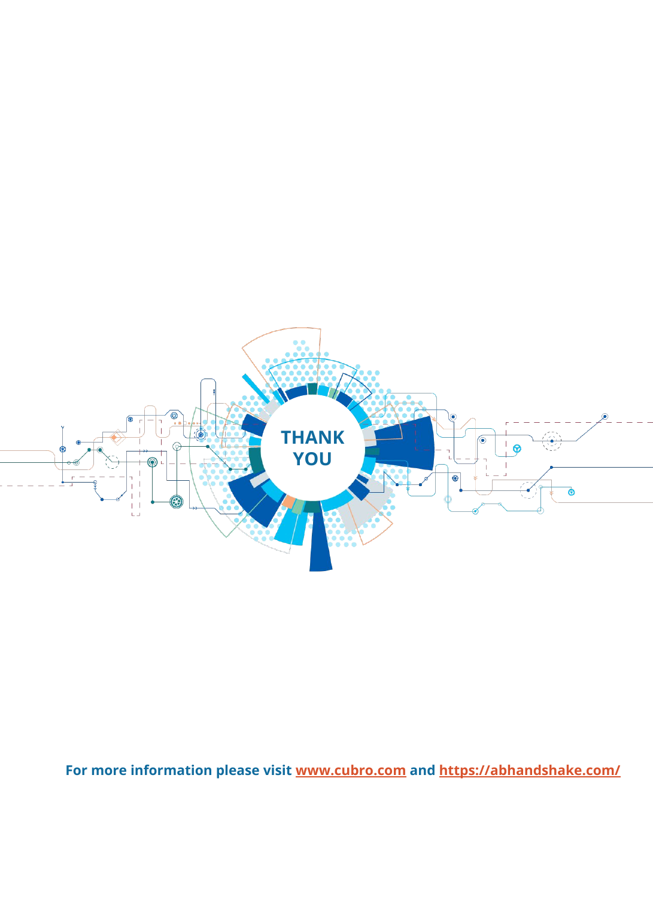THANK YOU

**For more information please visit [www.cubro.com](http://www.cubro.com) and [https://abhandshake.com/](https://abhandshake.com/)**